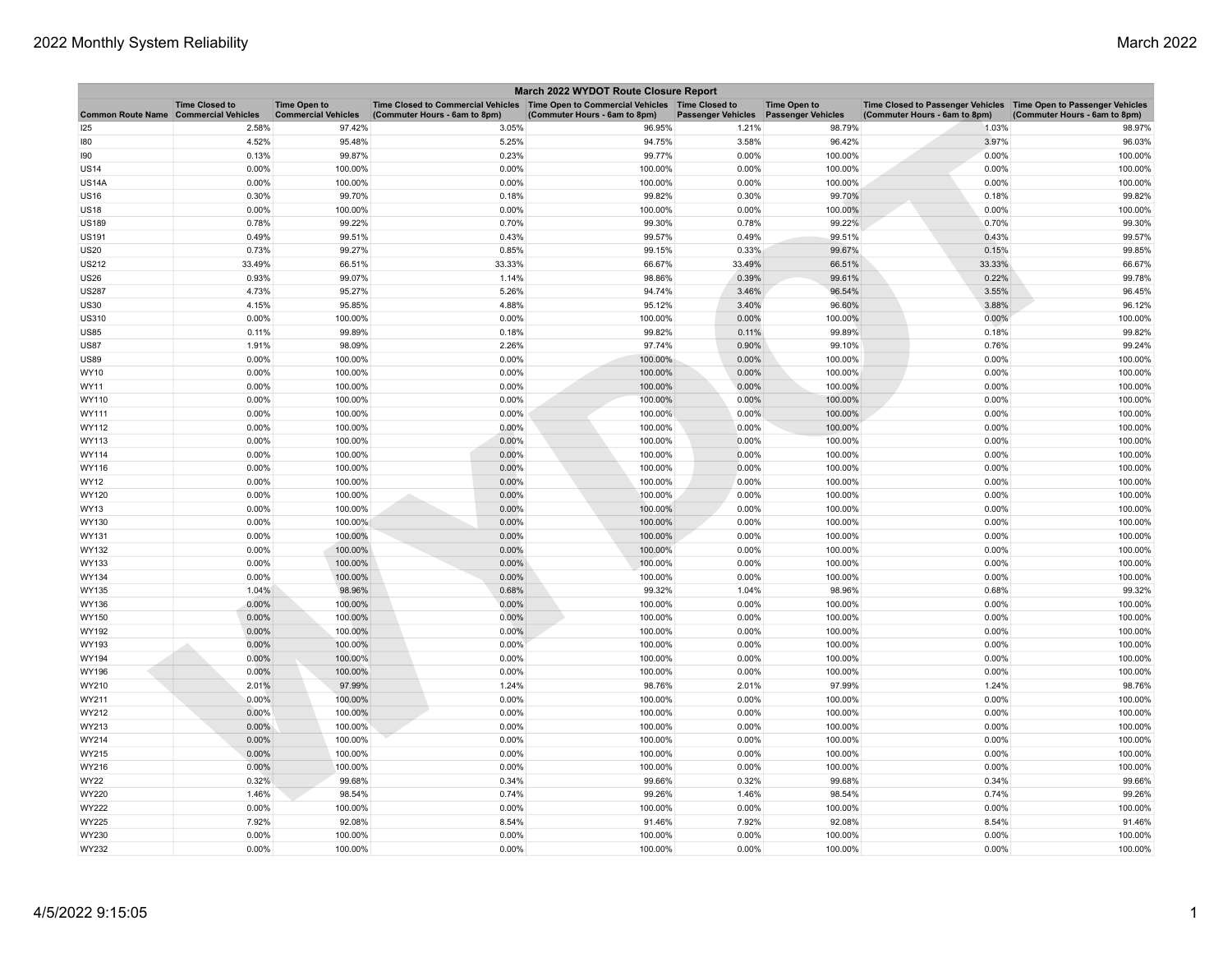# 2022 Monthly System Reliability

March 2022

| March 2022 WYDOT Route Closure Report | | | | | | | | |
|---|---|---|---|---|---|---|---|---|
| Common Route Name | Time Closed to Commercial Vehicles | Time Open to Commercial Vehicles | Time Closed to Commercial Vehicles (Commuter Hours - 6am to 8pm) | Time Open to Commercial Vehicles (Commuter Hours - 6am to 8pm) | Time Closed to Passenger Vehicles | Time Open to Passenger Vehicles | Time Closed to Passenger Vehicles (Commuter Hours - 6am to 8pm) | Time Open to Passenger Vehicles (Commuter Hours - 6am to 8pm) |
| I25 | 2.58% | 97.42% | 3.05% | 96.95% | 1.21% | 98.79% | 1.03% | 98.97% |
| I80 | 4.52% | 95.48% | 5.25% | 94.75% | 3.58% | 96.42% | 3.97% | 96.03% |
| I90 | 0.13% | 99.87% | 0.23% | 99.77% | 0.00% | 100.00% | 0.00% | 100.00% |
| US14 | 0.00% | 100.00% | 0.00% | 100.00% | 0.00% | 100.00% | 0.00% | 100.00% |
| US14A | 0.00% | 100.00% | 0.00% | 100.00% | 0.00% | 100.00% | 0.00% | 100.00% |
| US16 | 0.30% | 99.70% | 0.18% | 99.82% | 0.30% | 99.70% | 0.18% | 99.82% |
| US18 | 0.00% | 100.00% | 0.00% | 100.00% | 0.00% | 100.00% | 0.00% | 100.00% |
| US189 | 0.78% | 99.22% | 0.70% | 99.30% | 0.78% | 99.22% | 0.70% | 99.30% |
| US191 | 0.49% | 99.51% | 0.43% | 99.57% | 0.49% | 99.51% | 0.43% | 99.57% |
| US20 | 0.73% | 99.27% | 0.85% | 99.15% | 0.33% | 99.67% | 0.15% | 99.85% |
| US212 | 33.49% | 66.51% | 33.33% | 66.67% | 33.49% | 66.51% | 33.33% | 66.67% |
| US26 | 0.93% | 99.07% | 1.14% | 98.86% | 0.39% | 99.61% | 0.22% | 99.78% |
| US287 | 4.73% | 95.27% | 5.26% | 94.74% | 3.46% | 96.54% | 3.55% | 96.45% |
| US30 | 4.15% | 95.85% | 4.88% | 95.12% | 3.40% | 96.60% | 3.88% | 96.12% |
| US310 | 0.00% | 100.00% | 0.00% | 100.00% | 0.00% | 100.00% | 0.00% | 100.00% |
| US85 | 0.11% | 99.89% | 0.18% | 99.82% | 0.11% | 99.89% | 0.18% | 99.82% |
| US87 | 1.91% | 98.09% | 2.26% | 97.74% | 0.90% | 99.10% | 0.76% | 99.24% |
| US89 | 0.00% | 100.00% | 0.00% | 100.00% | 0.00% | 100.00% | 0.00% | 100.00% |
| WY10 | 0.00% | 100.00% | 0.00% | 100.00% | 0.00% | 100.00% | 0.00% | 100.00% |
| WY11 | 0.00% | 100.00% | 0.00% | 100.00% | 0.00% | 100.00% | 0.00% | 100.00% |
| WY110 | 0.00% | 100.00% | 0.00% | 100.00% | 0.00% | 100.00% | 0.00% | 100.00% |
| WY111 | 0.00% | 100.00% | 0.00% | 100.00% | 0.00% | 100.00% | 0.00% | 100.00% |
| WY112 | 0.00% | 100.00% | 0.00% | 100.00% | 0.00% | 100.00% | 0.00% | 100.00% |
| WY113 | 0.00% | 100.00% | 0.00% | 100.00% | 0.00% | 100.00% | 0.00% | 100.00% |
| WY114 | 0.00% | 100.00% | 0.00% | 100.00% | 0.00% | 100.00% | 0.00% | 100.00% |
| WY116 | 0.00% | 100.00% | 0.00% | 100.00% | 0.00% | 100.00% | 0.00% | 100.00% |
| WY12 | 0.00% | 100.00% | 0.00% | 100.00% | 0.00% | 100.00% | 0.00% | 100.00% |
| WY120 | 0.00% | 100.00% | 0.00% | 100.00% | 0.00% | 100.00% | 0.00% | 100.00% |
| WY13 | 0.00% | 100.00% | 0.00% | 100.00% | 0.00% | 100.00% | 0.00% | 100.00% |
| WY130 | 0.00% | 100.00% | 0.00% | 100.00% | 0.00% | 100.00% | 0.00% | 100.00% |
| WY131 | 0.00% | 100.00% | 0.00% | 100.00% | 0.00% | 100.00% | 0.00% | 100.00% |
| WY132 | 0.00% | 100.00% | 0.00% | 100.00% | 0.00% | 100.00% | 0.00% | 100.00% |
| WY133 | 0.00% | 100.00% | 0.00% | 100.00% | 0.00% | 100.00% | 0.00% | 100.00% |
| WY134 | 0.00% | 100.00% | 0.00% | 100.00% | 0.00% | 100.00% | 0.00% | 100.00% |
| WY135 | 1.04% | 98.96% | 0.68% | 99.32% | 1.04% | 98.96% | 0.68% | 99.32% |
| WY136 | 0.00% | 100.00% | 0.00% | 100.00% | 0.00% | 100.00% | 0.00% | 100.00% |
| WY150 | 0.00% | 100.00% | 0.00% | 100.00% | 0.00% | 100.00% | 0.00% | 100.00% |
| WY192 | 0.00% | 100.00% | 0.00% | 100.00% | 0.00% | 100.00% | 0.00% | 100.00% |
| WY193 | 0.00% | 100.00% | 0.00% | 100.00% | 0.00% | 100.00% | 0.00% | 100.00% |
| WY194 | 0.00% | 100.00% | 0.00% | 100.00% | 0.00% | 100.00% | 0.00% | 100.00% |
| WY196 | 0.00% | 100.00% | 0.00% | 100.00% | 0.00% | 100.00% | 0.00% | 100.00% |
| WY210 | 2.01% | 97.99% | 1.24% | 98.76% | 2.01% | 97.99% | 1.24% | 98.76% |
| WY211 | 0.00% | 100.00% | 0.00% | 100.00% | 0.00% | 100.00% | 0.00% | 100.00% |
| WY212 | 0.00% | 100.00% | 0.00% | 100.00% | 0.00% | 100.00% | 0.00% | 100.00% |
| WY213 | 0.00% | 100.00% | 0.00% | 100.00% | 0.00% | 100.00% | 0.00% | 100.00% |
| WY214 | 0.00% | 100.00% | 0.00% | 100.00% | 0.00% | 100.00% | 0.00% | 100.00% |
| WY215 | 0.00% | 100.00% | 0.00% | 100.00% | 0.00% | 100.00% | 0.00% | 100.00% |
| WY216 | 0.00% | 100.00% | 0.00% | 100.00% | 0.00% | 100.00% | 0.00% | 100.00% |
| WY22 | 0.32% | 99.68% | 0.34% | 99.66% | 0.32% | 99.68% | 0.34% | 99.66% |
| WY220 | 1.46% | 98.54% | 0.74% | 99.26% | 1.46% | 98.54% | 0.74% | 99.26% |
| WY222 | 0.00% | 100.00% | 0.00% | 100.00% | 0.00% | 100.00% | 0.00% | 100.00% |
| WY225 | 7.92% | 92.08% | 8.54% | 91.46% | 7.92% | 92.08% | 8.54% | 91.46% |
| WY230 | 0.00% | 100.00% | 0.00% | 100.00% | 0.00% | 100.00% | 0.00% | 100.00% |
| WY232 | 0.00% | 100.00% | 0.00% | 100.00% | 0.00% | 100.00% | 0.00% | 100.00% |

4/5/2022 9:15:05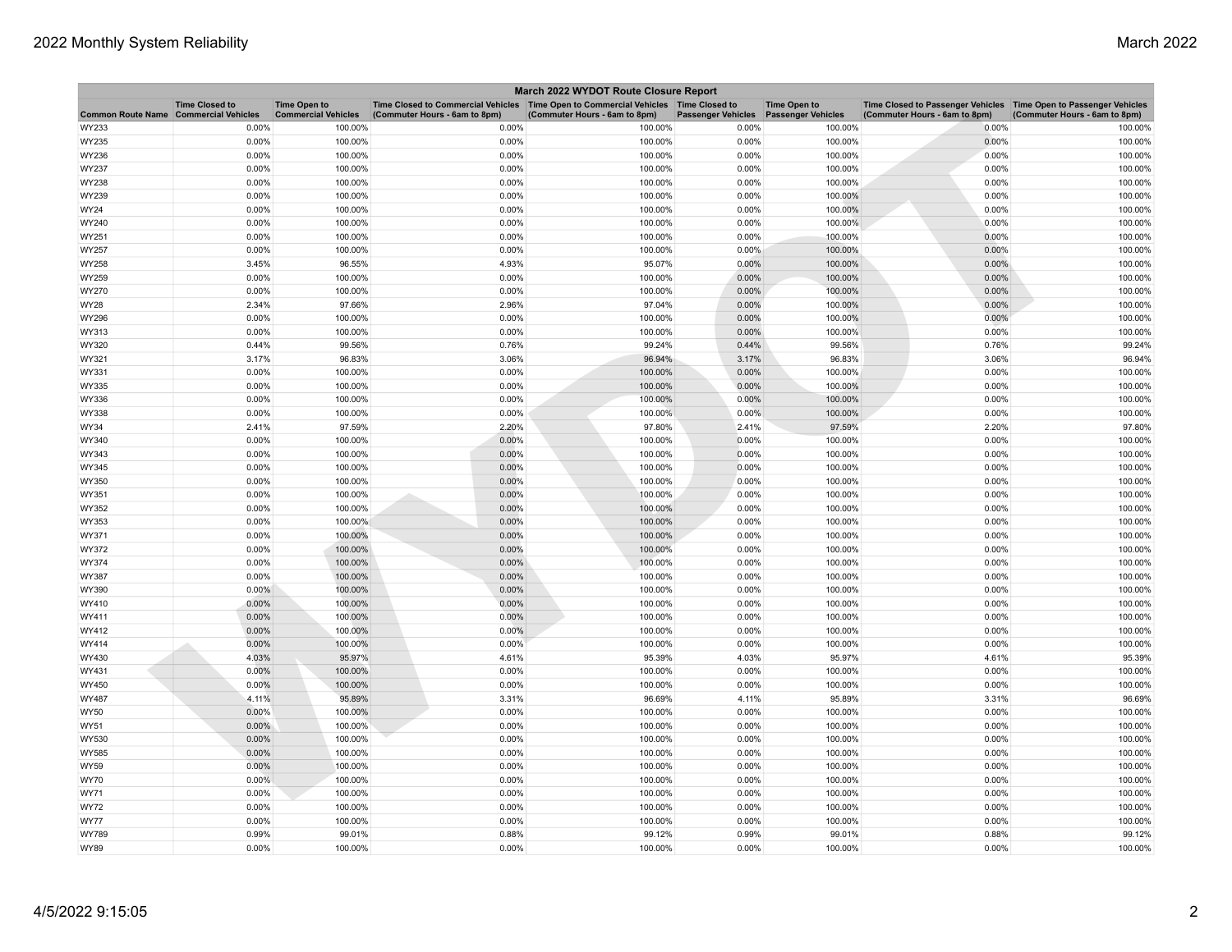| March 2022 WYDOT Route Closure Report | | | | | | | | |
|---|---|---|---|---|---|---|---|---|
| Common Route Name | Time Closed to Commercial Vehicles | Time Open to Commercial Vehicles | Time Closed to Commercial Vehicles (Commuter Hours - 6am to 8pm) | Time Open to Commercial Vehicles (Commuter Hours - 6am to 8pm) | Time Closed to Passenger Vehicles | Time Open to Passenger Vehicles | Time Closed to Passenger Vehicles (Commuter Hours - 6am to 8pm) | Time Open to Passenger Vehicles (Commuter Hours - 6am to 8pm) |
| WY233 | 0.00% | 100.00% | 0.00% | 100.00% | 0.00% | 100.00% | 0.00% | 100.00% |
| WY235 | 0.00% | 100.00% | 0.00% | 100.00% | 0.00% | 100.00% | 0.00% | 100.00% |
| WY236 | 0.00% | 100.00% | 0.00% | 100.00% | 0.00% | 100.00% | 0.00% | 100.00% |
| WY237 | 0.00% | 100.00% | 0.00% | 100.00% | 0.00% | 100.00% | 0.00% | 100.00% |
| WY238 | 0.00% | 100.00% | 0.00% | 100.00% | 0.00% | 100.00% | 0.00% | 100.00% |
| WY239 | 0.00% | 100.00% | 0.00% | 100.00% | 0.00% | 100.00% | 0.00% | 100.00% |
| WY24 | 0.00% | 100.00% | 0.00% | 100.00% | 0.00% | 100.00% | 0.00% | 100.00% |
| WY240 | 0.00% | 100.00% | 0.00% | 100.00% | 0.00% | 100.00% | 0.00% | 100.00% |
| WY251 | 0.00% | 100.00% | 0.00% | 100.00% | 0.00% | 100.00% | 0.00% | 100.00% |
| WY257 | 0.00% | 100.00% | 0.00% | 100.00% | 0.00% | 100.00% | 0.00% | 100.00% |
| WY258 | 3.45% | 96.55% | 4.93% | 95.07% | 0.00% | 100.00% | 0.00% | 100.00% |
| WY259 | 0.00% | 100.00% | 0.00% | 100.00% | 0.00% | 100.00% | 0.00% | 100.00% |
| WY270 | 0.00% | 100.00% | 0.00% | 100.00% | 0.00% | 100.00% | 0.00% | 100.00% |
| WY28 | 2.34% | 97.66% | 2.96% | 97.04% | 0.00% | 100.00% | 0.00% | 100.00% |
| WY296 | 0.00% | 100.00% | 0.00% | 100.00% | 0.00% | 100.00% | 0.00% | 100.00% |
| WY313 | 0.00% | 100.00% | 0.00% | 100.00% | 0.00% | 100.00% | 0.00% | 100.00% |
| WY320 | 0.44% | 99.56% | 0.76% | 99.24% | 0.44% | 99.56% | 0.76% | 99.24% |
| WY321 | 3.17% | 96.83% | 3.06% | 96.94% | 3.17% | 96.83% | 3.06% | 96.94% |
| WY331 | 0.00% | 100.00% | 0.00% | 100.00% | 0.00% | 100.00% | 0.00% | 100.00% |
| WY335 | 0.00% | 100.00% | 0.00% | 100.00% | 0.00% | 100.00% | 0.00% | 100.00% |
| WY336 | 0.00% | 100.00% | 0.00% | 100.00% | 0.00% | 100.00% | 0.00% | 100.00% |
| WY338 | 0.00% | 100.00% | 0.00% | 100.00% | 0.00% | 100.00% | 0.00% | 100.00% |
| WY34 | 2.41% | 97.59% | 2.20% | 97.80% | 2.41% | 97.59% | 2.20% | 97.80% |
| WY340 | 0.00% | 100.00% | 0.00% | 100.00% | 0.00% | 100.00% | 0.00% | 100.00% |
| WY343 | 0.00% | 100.00% | 0.00% | 100.00% | 0.00% | 100.00% | 0.00% | 100.00% |
| WY345 | 0.00% | 100.00% | 0.00% | 100.00% | 0.00% | 100.00% | 0.00% | 100.00% |
| WY350 | 0.00% | 100.00% | 0.00% | 100.00% | 0.00% | 100.00% | 0.00% | 100.00% |
| WY351 | 0.00% | 100.00% | 0.00% | 100.00% | 0.00% | 100.00% | 0.00% | 100.00% |
| WY352 | 0.00% | 100.00% | 0.00% | 100.00% | 0.00% | 100.00% | 0.00% | 100.00% |
| WY353 | 0.00% | 100.00% | 0.00% | 100.00% | 0.00% | 100.00% | 0.00% | 100.00% |
| WY371 | 0.00% | 100.00% | 0.00% | 100.00% | 0.00% | 100.00% | 0.00% | 100.00% |
| WY372 | 0.00% | 100.00% | 0.00% | 100.00% | 0.00% | 100.00% | 0.00% | 100.00% |
| WY374 | 0.00% | 100.00% | 0.00% | 100.00% | 0.00% | 100.00% | 0.00% | 100.00% |
| WY387 | 0.00% | 100.00% | 0.00% | 100.00% | 0.00% | 100.00% | 0.00% | 100.00% |
| WY390 | 0.00% | 100.00% | 0.00% | 100.00% | 0.00% | 100.00% | 0.00% | 100.00% |
| WY410 | 0.00% | 100.00% | 0.00% | 100.00% | 0.00% | 100.00% | 0.00% | 100.00% |
| WY411 | 0.00% | 100.00% | 0.00% | 100.00% | 0.00% | 100.00% | 0.00% | 100.00% |
| WY412 | 0.00% | 100.00% | 0.00% | 100.00% | 0.00% | 100.00% | 0.00% | 100.00% |
| WY414 | 0.00% | 100.00% | 0.00% | 100.00% | 0.00% | 100.00% | 0.00% | 100.00% |
| WY430 | 4.03% | 95.97% | 4.61% | 95.39% | 4.03% | 95.97% | 4.61% | 95.39% |
| WY431 | 0.00% | 100.00% | 0.00% | 100.00% | 0.00% | 100.00% | 0.00% | 100.00% |
| WY450 | 0.00% | 100.00% | 0.00% | 100.00% | 0.00% | 100.00% | 0.00% | 100.00% |
| WY487 | 4.11% | 95.89% | 3.31% | 96.69% | 4.11% | 95.89% | 3.31% | 96.69% |
| WY50 | 0.00% | 100.00% | 0.00% | 100.00% | 0.00% | 100.00% | 0.00% | 100.00% |
| WY51 | 0.00% | 100.00% | 0.00% | 100.00% | 0.00% | 100.00% | 0.00% | 100.00% |
| WY530 | 0.00% | 100.00% | 0.00% | 100.00% | 0.00% | 100.00% | 0.00% | 100.00% |
| WY585 | 0.00% | 100.00% | 0.00% | 100.00% | 0.00% | 100.00% | 0.00% | 100.00% |
| WY59 | 0.00% | 100.00% | 0.00% | 100.00% | 0.00% | 100.00% | 0.00% | 100.00% |
| WY70 | 0.00% | 100.00% | 0.00% | 100.00% | 0.00% | 100.00% | 0.00% | 100.00% |
| WY71 | 0.00% | 100.00% | 0.00% | 100.00% | 0.00% | 100.00% | 0.00% | 100.00% |
| WY72 | 0.00% | 100.00% | 0.00% | 100.00% | 0.00% | 100.00% | 0.00% | 100.00% |
| WY77 | 0.00% | 100.00% | 0.00% | 100.00% | 0.00% | 100.00% | 0.00% | 100.00% |
| WY789 | 0.99% | 99.01% | 0.88% | 99.12% | 0.99% | 99.01% | 0.88% | 99.12% |
| WY89 | 0.00% | 100.00% | 0.00% | 100.00% | 0.00% | 100.00% | 0.00% | 100.00% |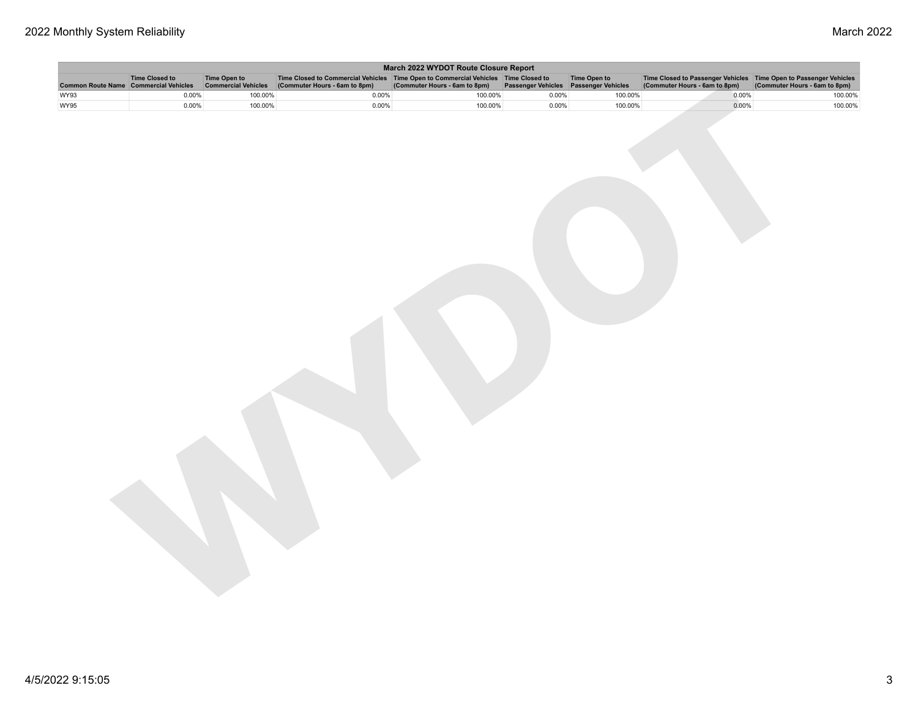| March 2022 WYDOT Route Closure Report | | | | | | | | |
|---|---|---|---|---|---|---|---|---|
| Common Route Name | Time Closed to Commercial Vehicles | Time Open to Commercial Vehicles | Time Closed to Commercial Vehicles (Commuter Hours - 6am to 8pm) | Time Open to Commercial Vehicles (Commuter Hours - 6am to 8pm) | Time Closed to Passenger Vehicles | Time Open to Passenger Vehicles | Time Closed to Passenger Vehicles (Commuter Hours - 6am to 8pm) | Time Open to Passenger Vehicles (Commuter Hours - 6am to 8pm) |
| WY93 | 0.00% | 100.00% | 0.00% | 100.00% | 0.00% | 100.00% | 0.00% | 100.00% |
| WY95 | 0.00% | 100.00% | 0.00% | 100.00% | 0.00% | 100.00% | 0.00% | 100.00% |